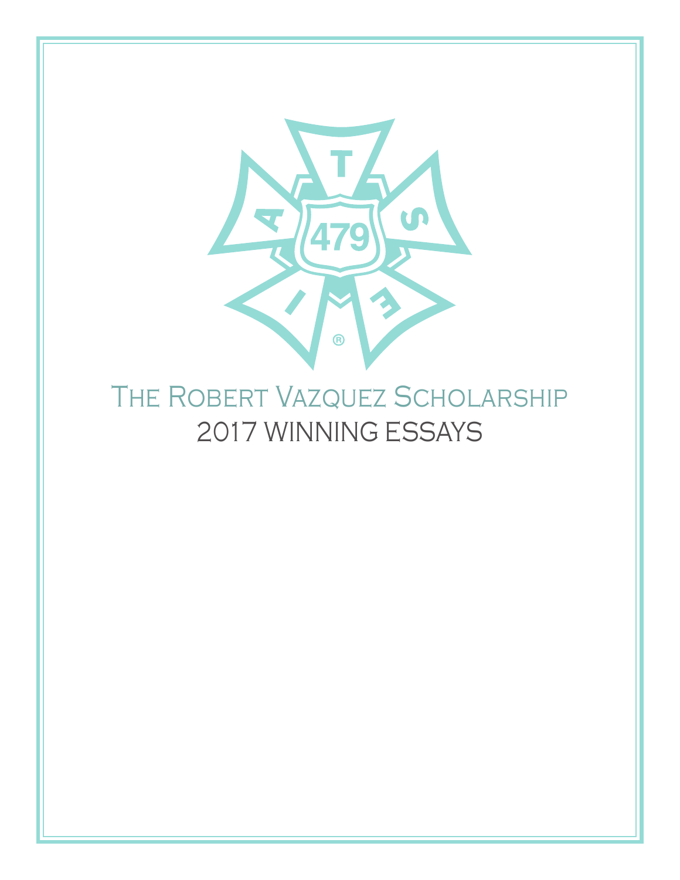# The Robert Vazquez Scholarship

## 2017 WINNING ESSAYS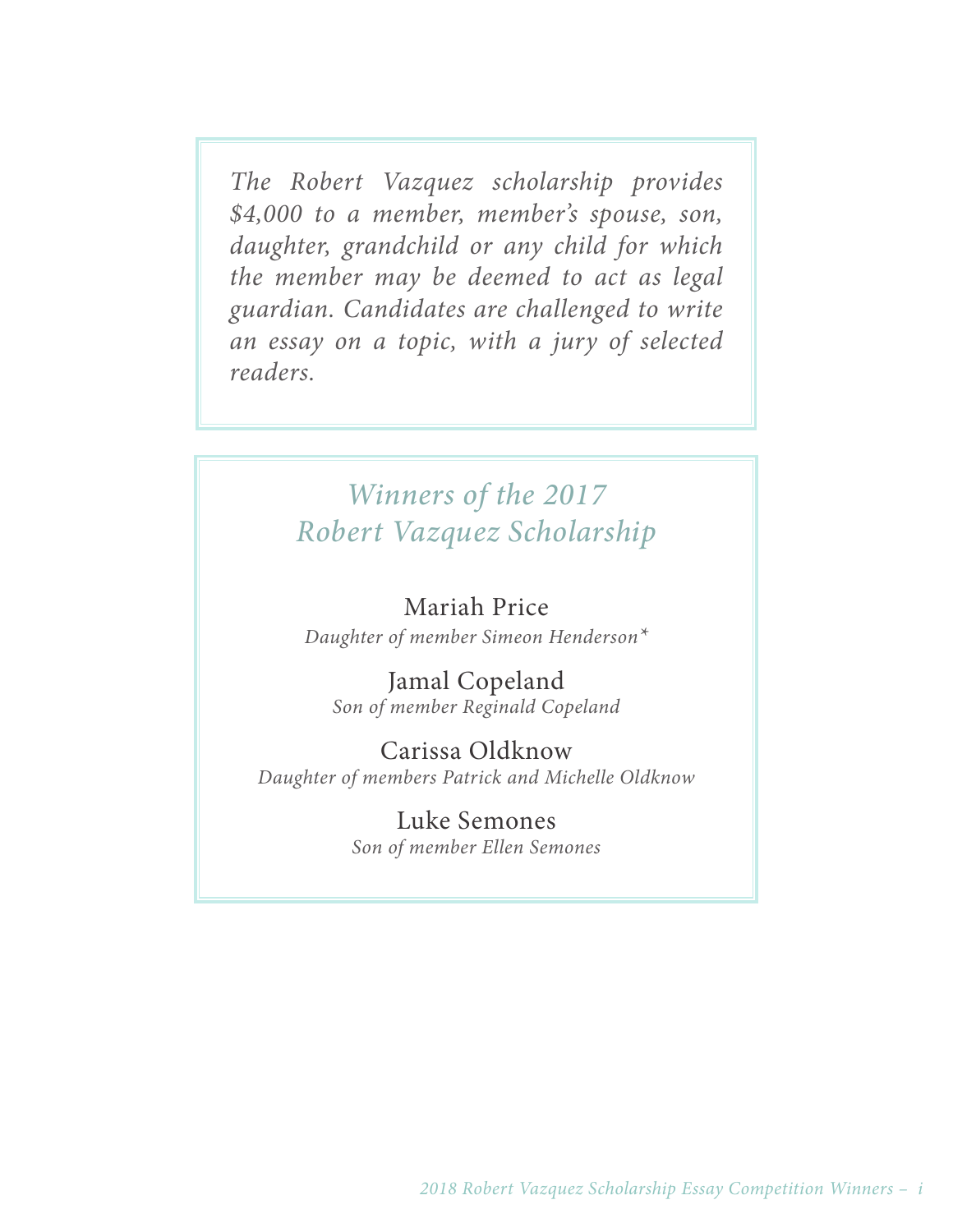*The Robert Vazquez scholarship provides $4,000 to a member, member's spouse, son, daughter, grandchild or any child for which the member may be deemed to act as legal guardian. Candidates are challenged to write an essay on a topic, with a jury of selected readers.*

## *Winners of the 2017 Robert Vazquez Scholarship*

Mariah Price
*Daughter of member Simeon Henderson**

Jamal Copeland
*Son of member Reginald Copeland*

Carissa Oldknow
*Daughter of members Patrick and Michelle Oldknow*

Luke Semones
*Son of member Ellen Semones*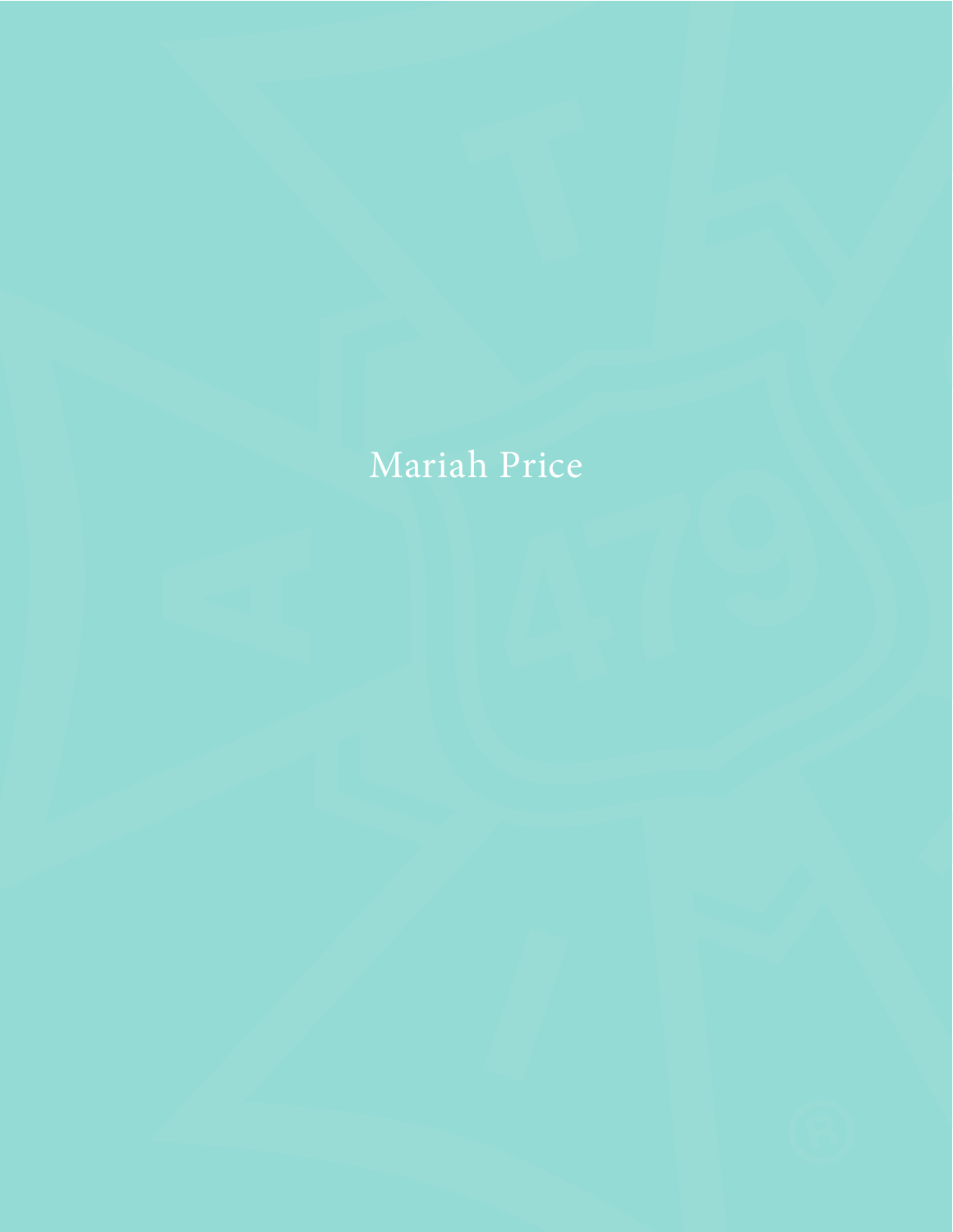Mariah Price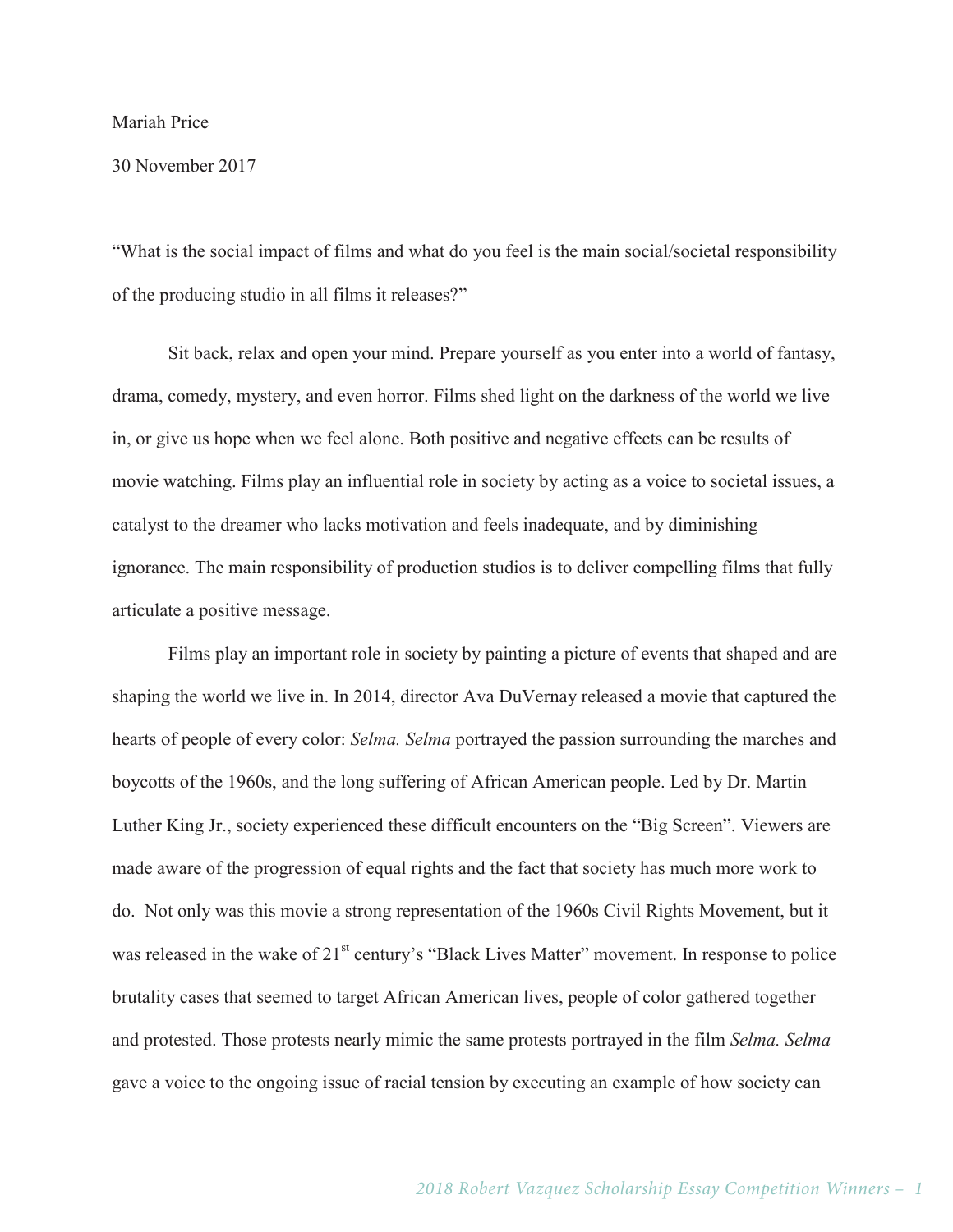Mariah Price

30 November 2017

"What is the social impact of films and what do you feel is the main social/societal responsibility of the producing studio in all films it releases?"

Sit back, relax and open your mind. Prepare yourself as you enter into a world of fantasy, drama, comedy, mystery, and even horror. Films shed light on the darkness of the world we live in, or give us hope when we feel alone. Both positive and negative effects can be results of movie watching. Films play an influential role in society by acting as a voice to societal issues, a catalyst to the dreamer who lacks motivation and feels inadequate, and by diminishing ignorance. The main responsibility of production studios is to deliver compelling films that fully articulate a positive message.

Films play an important role in society by painting a picture of events that shaped and are shaping the world we live in. In 2014, director Ava DuVernay released a movie that captured the hearts of people of every color: *Selma. Selma* portrayed the passion surrounding the marches and boycotts of the 1960s, and the long suffering of African American people. Led by Dr. Martin Luther King Jr., society experienced these difficult encounters on the "Big Screen". Viewers are made aware of the progression of equal rights and the fact that society has much more work to do. Not only was this movie a strong representation of the 1960s Civil Rights Movement, but it was released in the wake of 21st century's "Black Lives Matter" movement. In response to police brutality cases that seemed to target African American lives, people of color gathered together and protested. Those protests nearly mimic the same protests portrayed in the film *Selma. Selma* gave a voice to the ongoing issue of racial tension by executing an example of how society can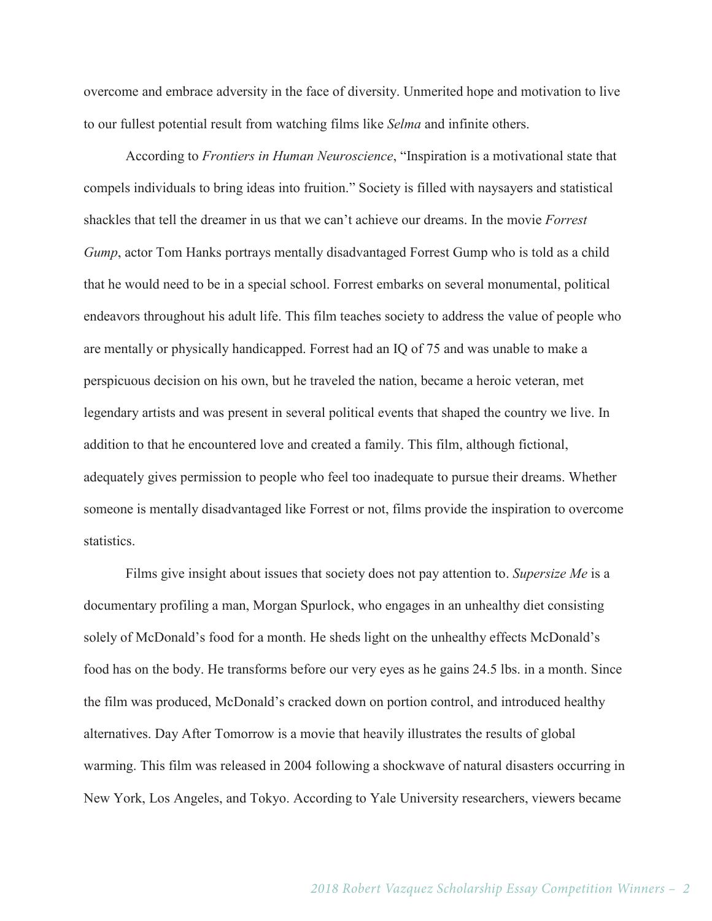overcome and embrace adversity in the face of diversity. Unmerited hope and motivation to live to our fullest potential result from watching films like *Selma* and infinite others.

According to *Frontiers in Human Neuroscience*, "Inspiration is a motivational state that compels individuals to bring ideas into fruition." Society is filled with naysayers and statistical shackles that tell the dreamer in us that we can't achieve our dreams. In the movie *Forrest Gump*, actor Tom Hanks portrays mentally disadvantaged Forrest Gump who is told as a child that he would need to be in a special school. Forrest embarks on several monumental, political endeavors throughout his adult life. This film teaches society to address the value of people who are mentally or physically handicapped. Forrest had an IQ of 75 and was unable to make a perspicuous decision on his own, but he traveled the nation, became a heroic veteran, met legendary artists and was present in several political events that shaped the country we live. In addition to that he encountered love and created a family. This film, although fictional, adequately gives permission to people who feel too inadequate to pursue their dreams. Whether someone is mentally disadvantaged like Forrest or not, films provide the inspiration to overcome statistics.

Films give insight about issues that society does not pay attention to. *Supersize Me* is a documentary profiling a man, Morgan Spurlock, who engages in an unhealthy diet consisting solely of McDonald's food for a month. He sheds light on the unhealthy effects McDonald's food has on the body. He transforms before our very eyes as he gains 24.5 lbs. in a month. Since the film was produced, McDonald's cracked down on portion control, and introduced healthy alternatives. Day After Tomorrow is a movie that heavily illustrates the results of global warming. This film was released in 2004 following a shockwave of natural disasters occurring in New York, Los Angeles, and Tokyo. According to Yale University researchers, viewers became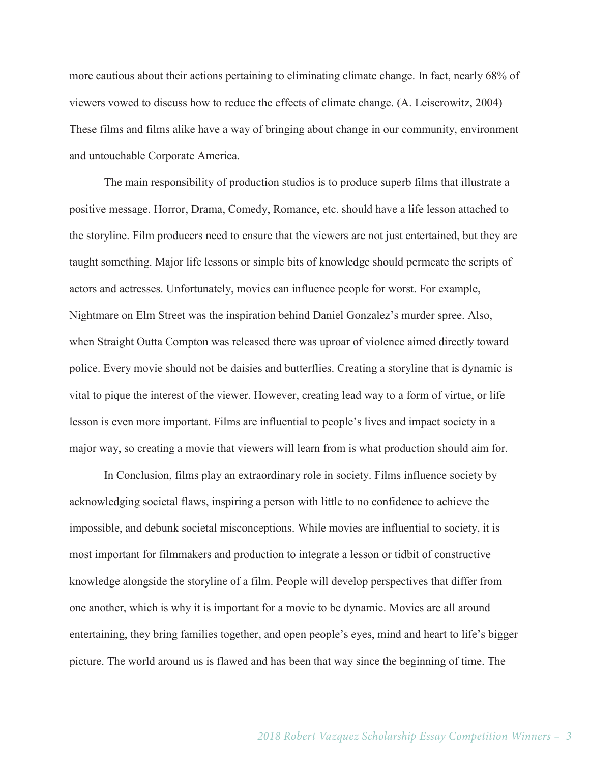more cautious about their actions pertaining to eliminating climate change. In fact, nearly 68% of viewers vowed to discuss how to reduce the effects of climate change. (A. Leiserowitz, 2004) These films and films alike have a way of bringing about change in our community, environment and untouchable Corporate America.

The main responsibility of production studios is to produce superb films that illustrate a positive message. Horror, Drama, Comedy, Romance, etc. should have a life lesson attached to the storyline. Film producers need to ensure that the viewers are not just entertained, but they are taught something. Major life lessons or simple bits of knowledge should permeate the scripts of actors and actresses. Unfortunately, movies can influence people for worst. For example, Nightmare on Elm Street was the inspiration behind Daniel Gonzalez's murder spree. Also, when Straight Outta Compton was released there was uproar of violence aimed directly toward police. Every movie should not be daisies and butterflies. Creating a storyline that is dynamic is vital to pique the interest of the viewer. However, creating lead way to a form of virtue, or life lesson is even more important. Films are influential to people's lives and impact society in a major way, so creating a movie that viewers will learn from is what production should aim for.

In Conclusion, films play an extraordinary role in society. Films influence society by acknowledging societal flaws, inspiring a person with little to no confidence to achieve the impossible, and debunk societal misconceptions. While movies are influential to society, it is most important for filmmakers and production to integrate a lesson or tidbit of constructive knowledge alongside the storyline of a film. People will develop perspectives that differ from one another, which is why it is important for a movie to be dynamic. Movies are all around entertaining, they bring families together, and open people's eyes, mind and heart to life's bigger picture. The world around us is flawed and has been that way since the beginning of time. The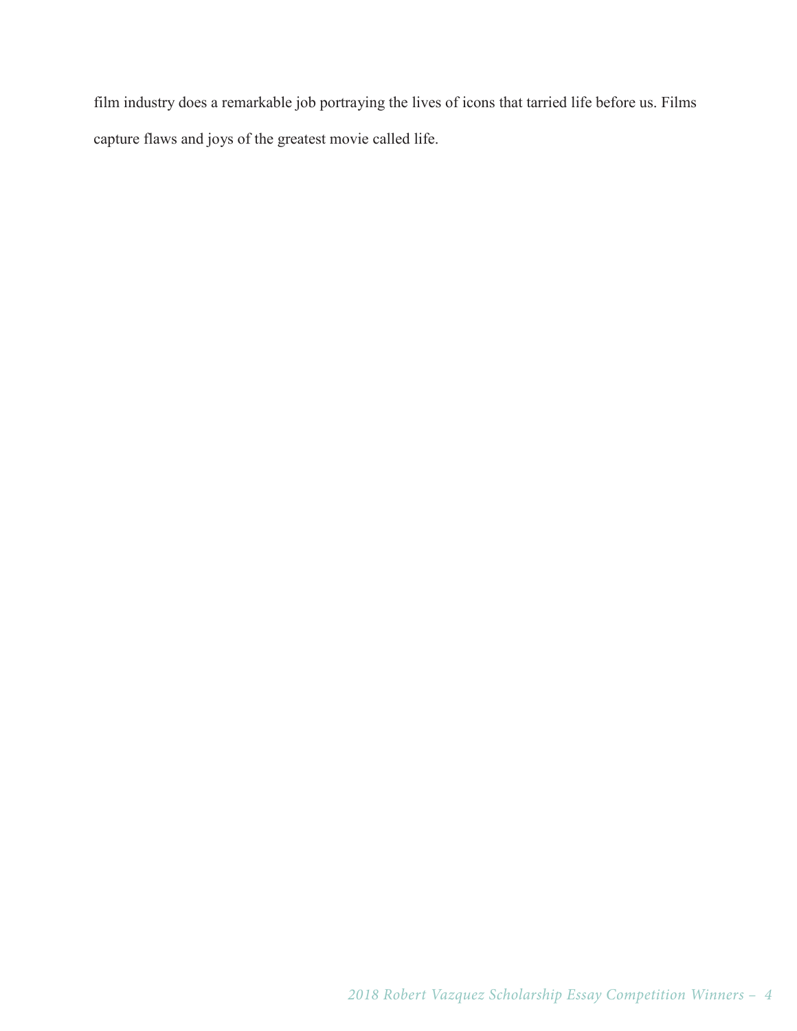film industry does a remarkable job portraying the lives of icons that tarried life before us. Films capture flaws and joys of the greatest movie called life.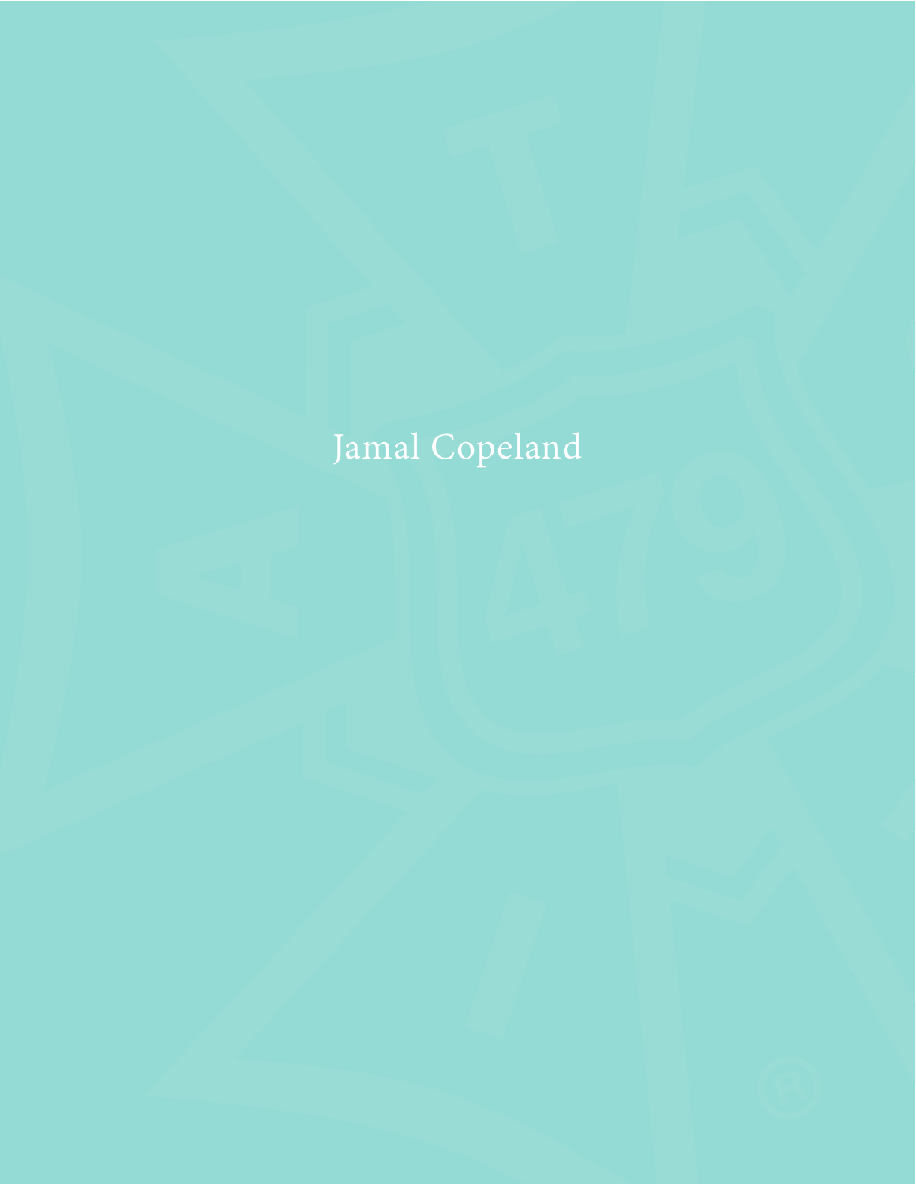Jamal Copeland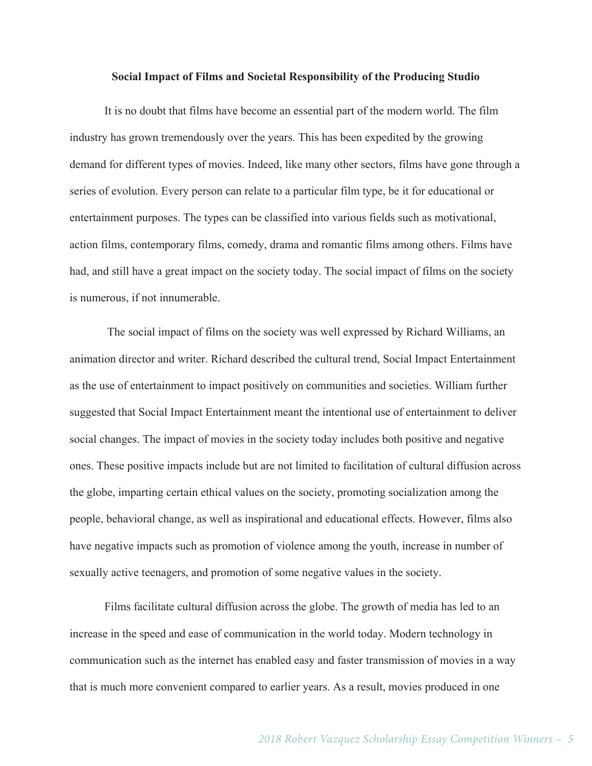**Social Impact of Films and Societal Responsibility of the Producing Studio**

It is no doubt that films have become an essential part of the modern world. The film industry has grown tremendously over the years. This has been expedited by the growing demand for different types of movies. Indeed, like many other sectors, films have gone through a series of evolution. Every person can relate to a particular film type, be it for educational or entertainment purposes. The types can be classified into various fields such as motivational, action films, contemporary films, comedy, drama and romantic films among others. Films have had, and still have a great impact on the society today. The social impact of films on the society is numerous, if not innumerable.

The social impact of films on the society was well expressed by Richard Williams, an animation director and writer. Richard described the cultural trend, Social Impact Entertainment as the use of entertainment to impact positively on communities and societies. William further suggested that Social Impact Entertainment meant the intentional use of entertainment to deliver social changes. The impact of movies in the society today includes both positive and negative ones. These positive impacts include but are not limited to facilitation of cultural diffusion across the globe, imparting certain ethical values on the society, promoting socialization among the people, behavioral change, as well as inspirational and educational effects. However, films also have negative impacts such as promotion of violence among the youth, increase in number of sexually active teenagers, and promotion of some negative values in the society.

Films facilitate cultural diffusion across the globe. The growth of media has led to an increase in the speed and ease of communication in the world today. Modern technology in communication such as the internet has enabled easy and faster transmission of movies in a way that is much more convenient compared to earlier years. As a result, movies produced in one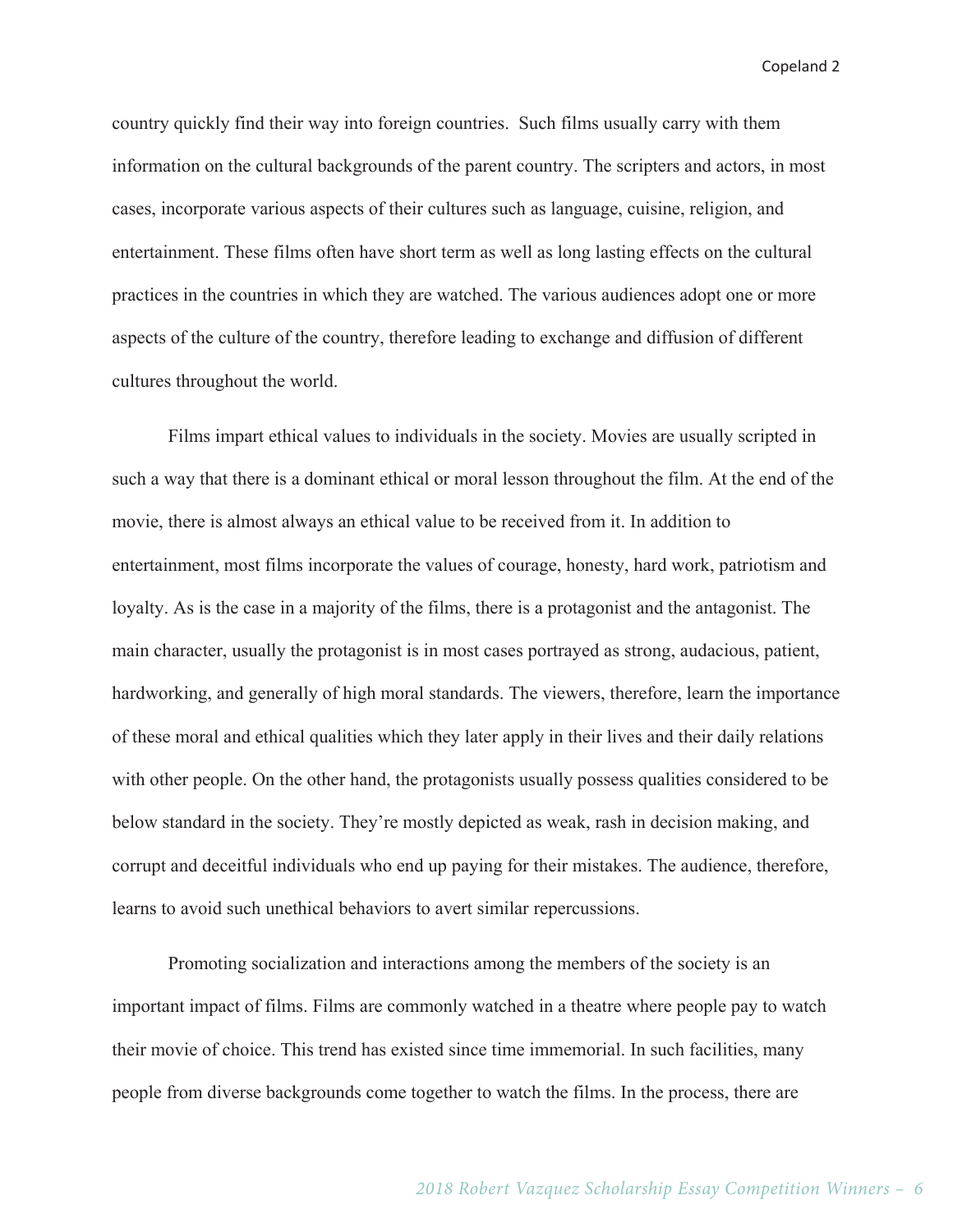country quickly find their way into foreign countries.  Such films usually carry with them information on the cultural backgrounds of the parent country. The scripters and actors, in most cases, incorporate various aspects of their cultures such as language, cuisine, religion, and entertainment. These films often have short term as well as long lasting effects on the cultural practices in the countries in which they are watched. The various audiences adopt one or more aspects of the culture of the country, therefore leading to exchange and diffusion of different cultures throughout the world.

Films impart ethical values to individuals in the society. Movies are usually scripted in such a way that there is a dominant ethical or moral lesson throughout the film. At the end of the movie, there is almost always an ethical value to be received from it. In addition to entertainment, most films incorporate the values of courage, honesty, hard work, patriotism and loyalty. As is the case in a majority of the films, there is a protagonist and the antagonist. The main character, usually the protagonist is in most cases portrayed as strong, audacious, patient, hardworking, and generally of high moral standards. The viewers, therefore, learn the importance of these moral and ethical qualities which they later apply in their lives and their daily relations with other people. On the other hand, the protagonists usually possess qualities considered to be below standard in the society. They're mostly depicted as weak, rash in decision making, and corrupt and deceitful individuals who end up paying for their mistakes. The audience, therefore, learns to avoid such unethical behaviors to avert similar repercussions.

Promoting socialization and interactions among the members of the society is an important impact of films. Films are commonly watched in a theatre where people pay to watch their movie of choice. This trend has existed since time immemorial. In such facilities, many people from diverse backgrounds come together to watch the films. In the process, there are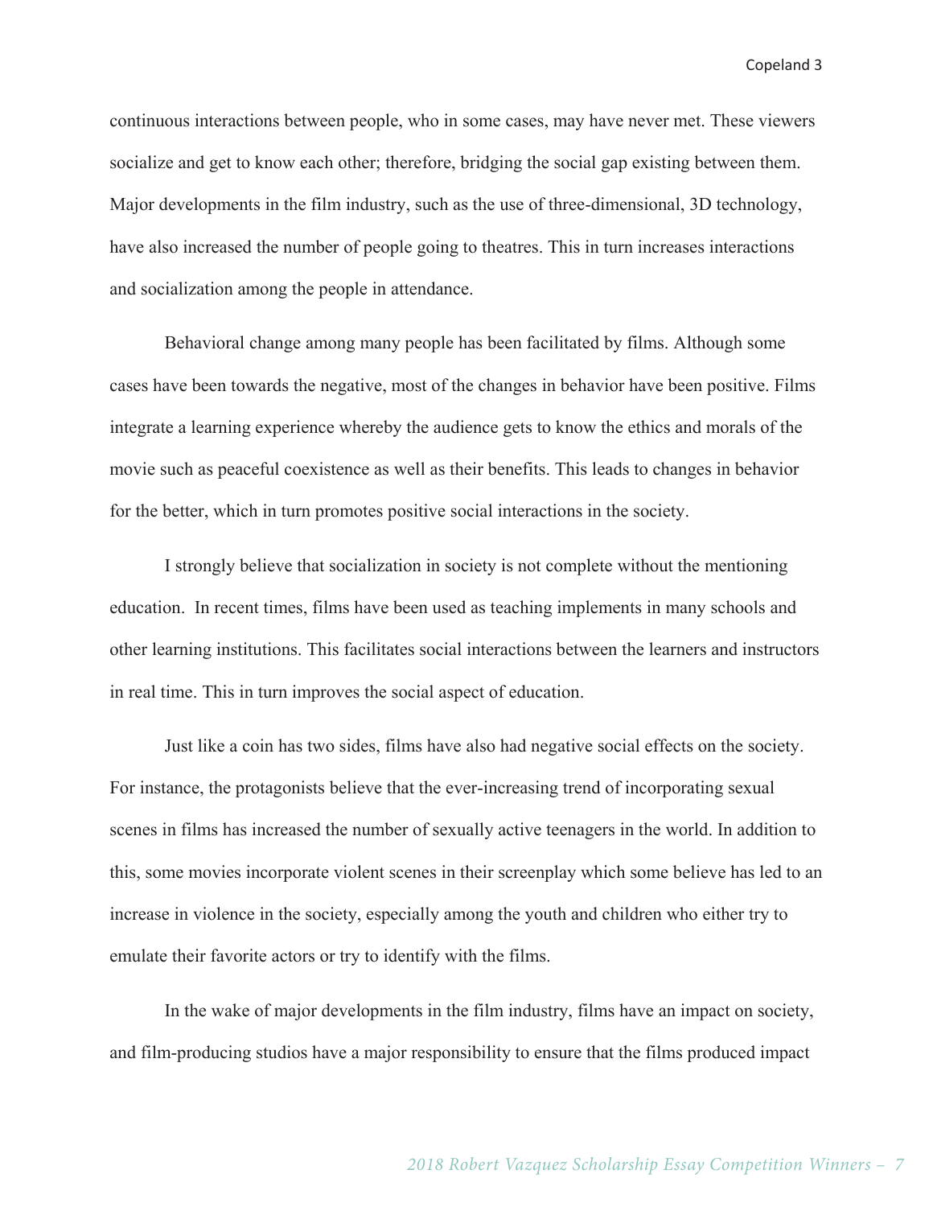continuous interactions between people, who in some cases, may have never met. These viewers socialize and get to know each other; therefore, bridging the social gap existing between them. Major developments in the film industry, such as the use of three-dimensional, 3D technology, have also increased the number of people going to theatres. This in turn increases interactions and socialization among the people in attendance.

Behavioral change among many people has been facilitated by films. Although some cases have been towards the negative, most of the changes in behavior have been positive. Films integrate a learning experience whereby the audience gets to know the ethics and morals of the movie such as peaceful coexistence as well as their benefits. This leads to changes in behavior for the better, which in turn promotes positive social interactions in the society.

I strongly believe that socialization in society is not complete without the mentioning education. In recent times, films have been used as teaching implements in many schools and other learning institutions. This facilitates social interactions between the learners and instructors in real time. This in turn improves the social aspect of education.

Just like a coin has two sides, films have also had negative social effects on the society. For instance, the protagonists believe that the ever-increasing trend of incorporating sexual scenes in films has increased the number of sexually active teenagers in the world. In addition to this, some movies incorporate violent scenes in their screenplay which some believe has led to an increase in violence in the society, especially among the youth and children who either try to emulate their favorite actors or try to identify with the films.

In the wake of major developments in the film industry, films have an impact on society, and film-producing studios have a major responsibility to ensure that the films produced impact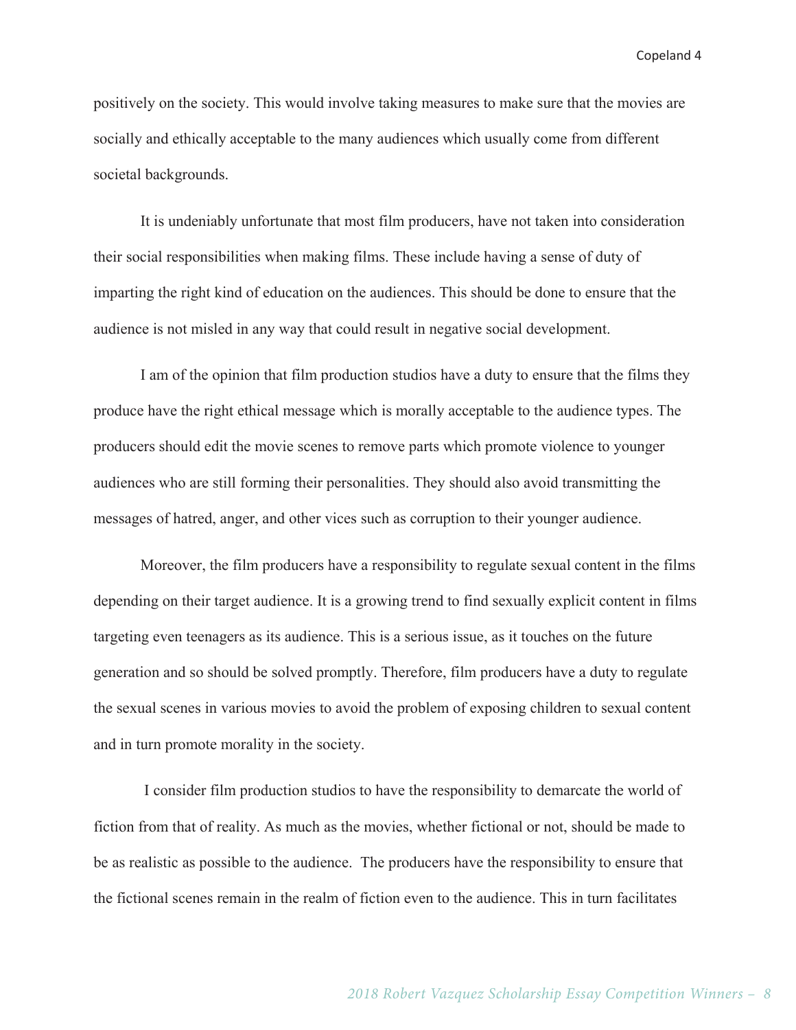positively on the society. This would involve taking measures to make sure that the movies are socially and ethically acceptable to the many audiences which usually come from different societal backgrounds.

It is undeniably unfortunate that most film producers, have not taken into consideration their social responsibilities when making films. These include having a sense of duty of imparting the right kind of education on the audiences. This should be done to ensure that the audience is not misled in any way that could result in negative social development.

I am of the opinion that film production studios have a duty to ensure that the films they produce have the right ethical message which is morally acceptable to the audience types. The producers should edit the movie scenes to remove parts which promote violence to younger audiences who are still forming their personalities. They should also avoid transmitting the messages of hatred, anger, and other vices such as corruption to their younger audience.

Moreover, the film producers have a responsibility to regulate sexual content in the films depending on their target audience. It is a growing trend to find sexually explicit content in films targeting even teenagers as its audience. This is a serious issue, as it touches on the future generation and so should be solved promptly. Therefore, film producers have a duty to regulate the sexual scenes in various movies to avoid the problem of exposing children to sexual content and in turn promote morality in the society.

I consider film production studios to have the responsibility to demarcate the world of fiction from that of reality. As much as the movies, whether fictional or not, should be made to be as realistic as possible to the audience. The producers have the responsibility to ensure that the fictional scenes remain in the realm of fiction even to the audience. This in turn facilitates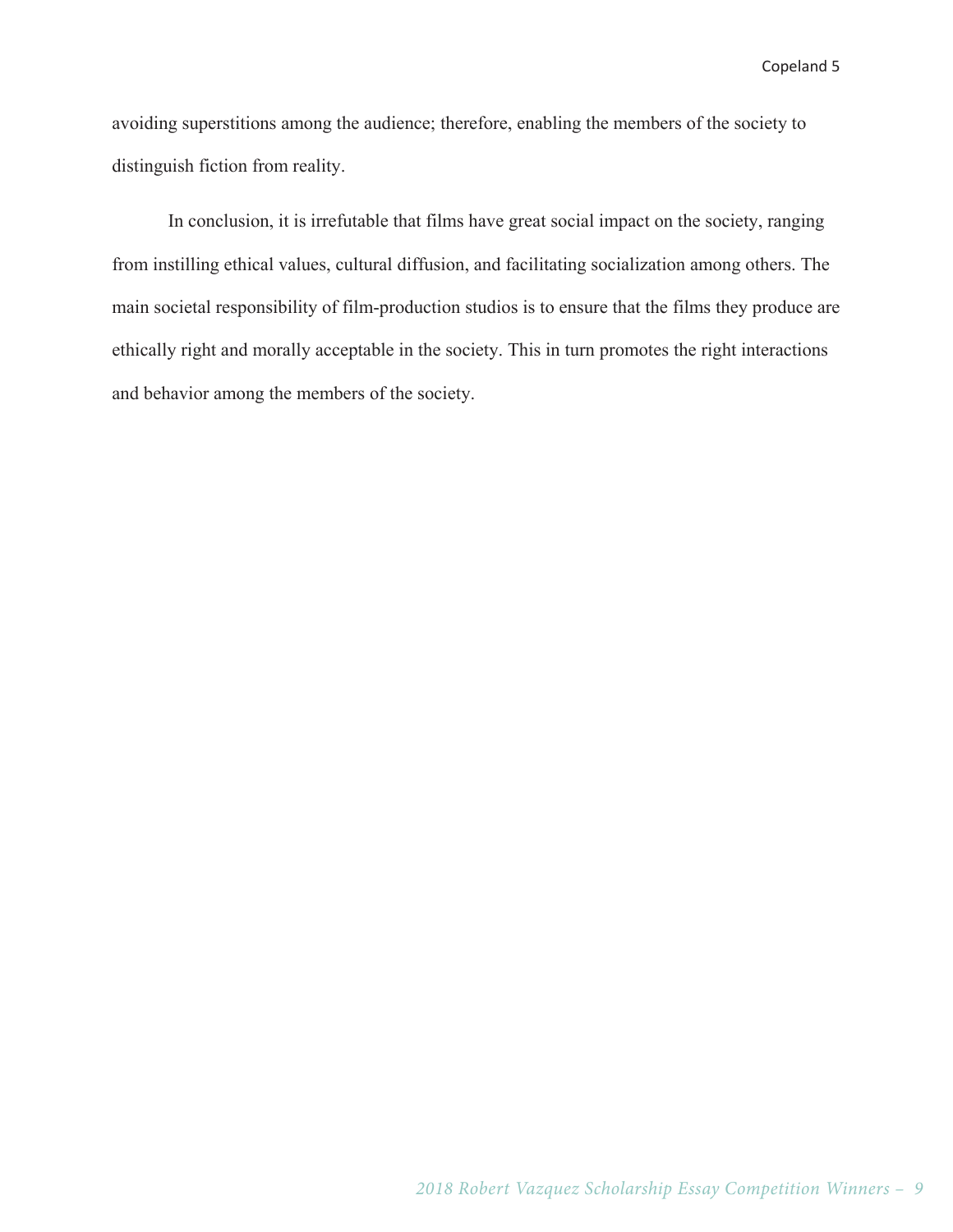avoiding superstitions among the audience; therefore, enabling the members of the society to distinguish fiction from reality.

In conclusion, it is irrefutable that films have great social impact on the society, ranging from instilling ethical values, cultural diffusion, and facilitating socialization among others. The main societal responsibility of film-production studios is to ensure that the films they produce are ethically right and morally acceptable in the society. This in turn promotes the right interactions and behavior among the members of the society.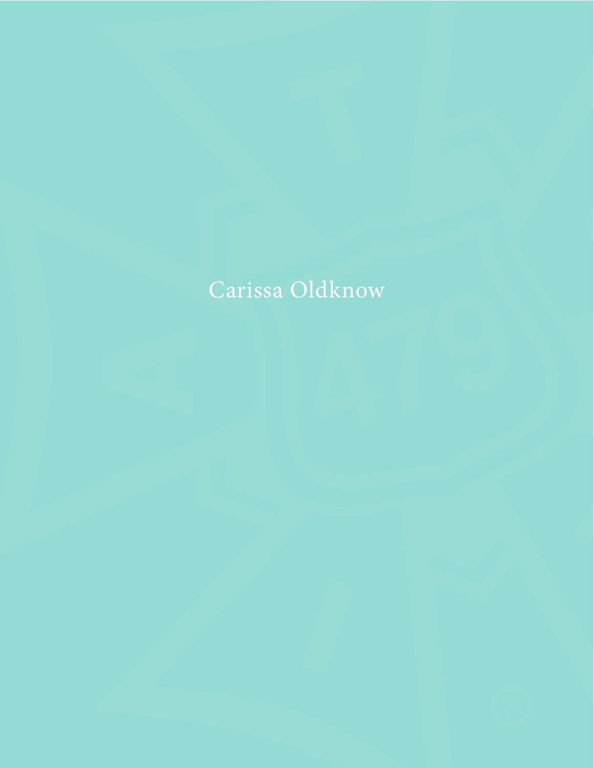Carissa Oldknow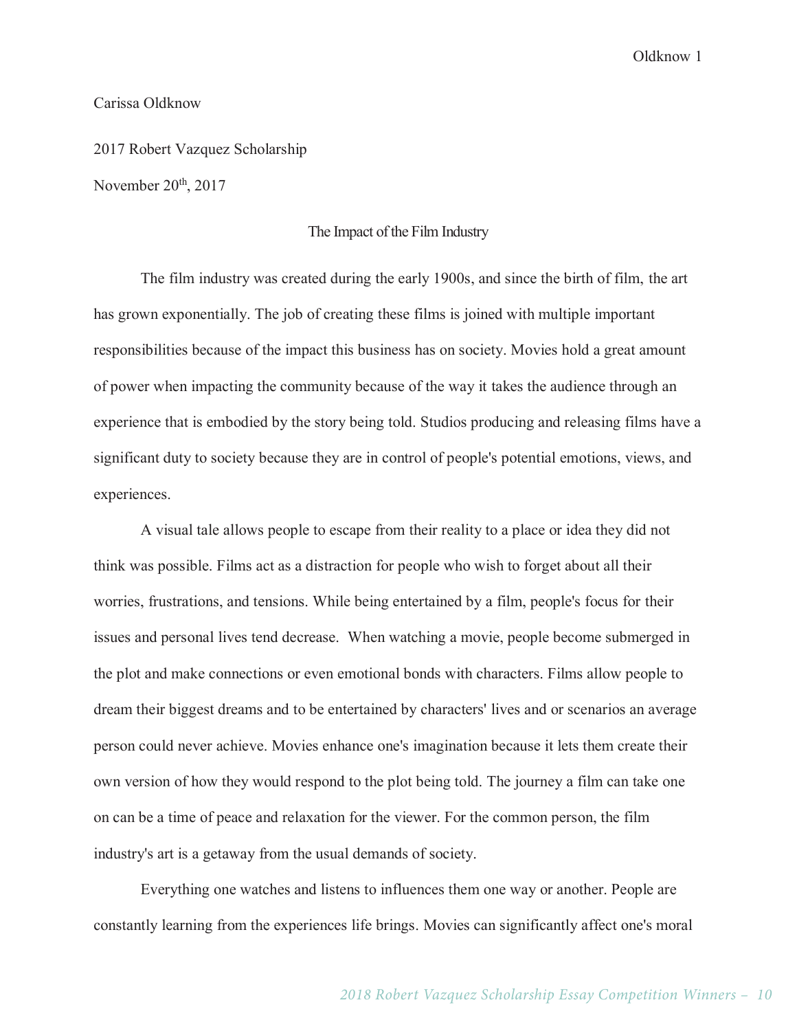Carissa Oldknow

2017 Robert Vazquez Scholarship

November 20th, 2017

## The Impact of the Film Industry

The film industry was created during the early 1900s, and since the birth of film, the art has grown exponentially. The job of creating these films is joined with multiple important responsibilities because of the impact this business has on society. Movies hold a great amount of power when impacting the community because of the way it takes the audience through an experience that is embodied by the story being told. Studios producing and releasing films have a significant duty to society because they are in control of people's potential emotions, views, and experiences.

A visual tale allows people to escape from their reality to a place or idea they did not think was possible. Films act as a distraction for people who wish to forget about all their worries, frustrations, and tensions. While being entertained by a film, people's focus for their issues and personal lives tend decrease. When watching a movie, people become submerged in the plot and make connections or even emotional bonds with characters. Films allow people to dream their biggest dreams and to be entertained by characters' lives and or scenarios an average person could never achieve. Movies enhance one's imagination because it lets them create their own version of how they would respond to the plot being told. The journey a film can take one on can be a time of peace and relaxation for the viewer. For the common person, the film industry's art is a getaway from the usual demands of society.

Everything one watches and listens to influences them one way or another. People are constantly learning from the experiences life brings. Movies can significantly affect one's moral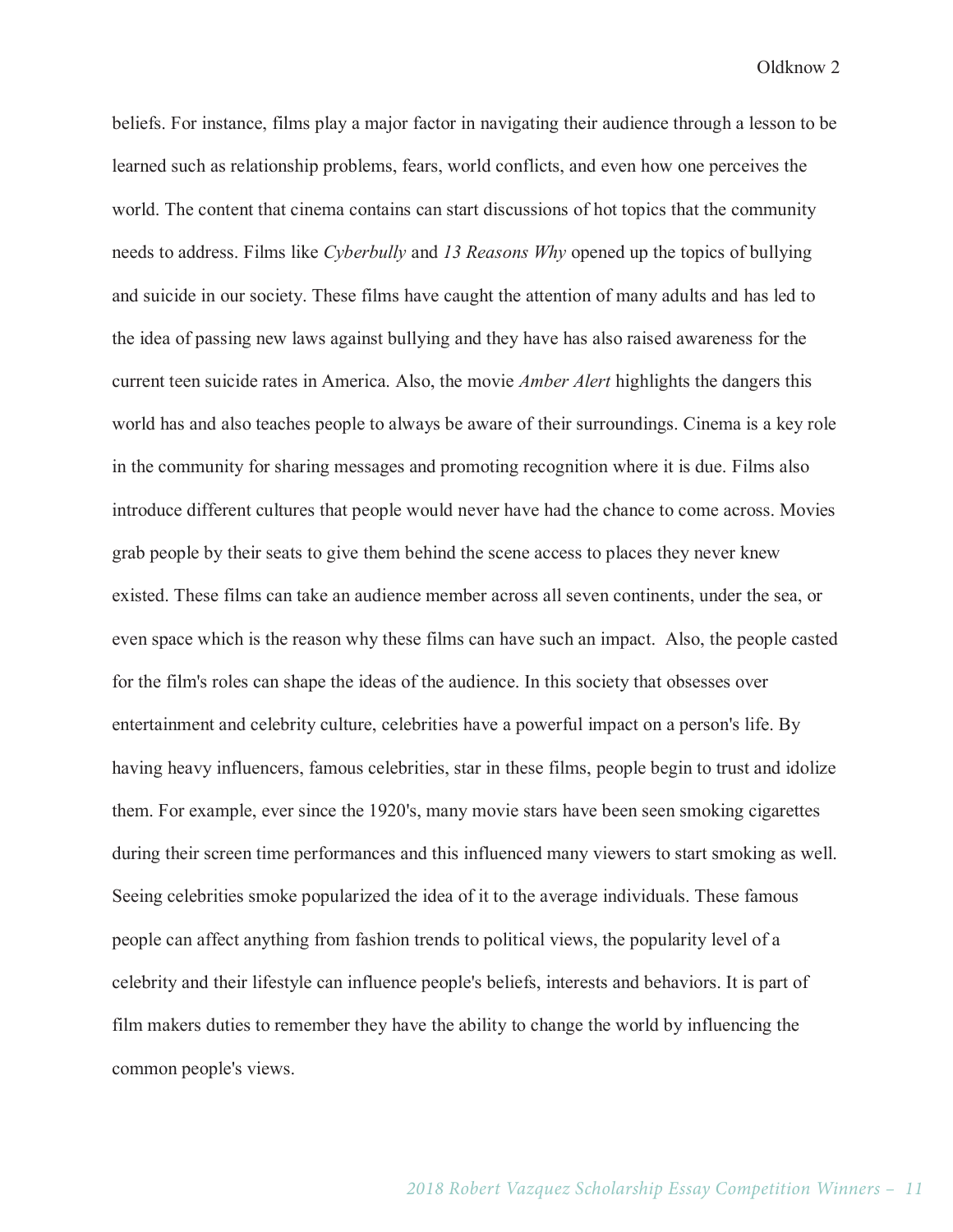beliefs. For instance, films play a major factor in navigating their audience through a lesson to be learned such as relationship problems, fears, world conflicts, and even how one perceives the world. The content that cinema contains can start discussions of hot topics that the community needs to address. Films like *Cyberbully* and *13 Reasons Why* opened up the topics of bullying and suicide in our society. These films have caught the attention of many adults and has led to the idea of passing new laws against bullying and they have has also raised awareness for the current teen suicide rates in America. Also, the movie *Amber Alert* highlights the dangers this world has and also teaches people to always be aware of their surroundings. Cinema is a key role in the community for sharing messages and promoting recognition where it is due. Films also introduce different cultures that people would never have had the chance to come across. Movies grab people by their seats to give them behind the scene access to places they never knew existed. These films can take an audience member across all seven continents, under the sea, or even space which is the reason why these films can have such an impact. Also, the people casted for the film's roles can shape the ideas of the audience. In this society that obsesses over entertainment and celebrity culture, celebrities have a powerful impact on a person's life. By having heavy influencers, famous celebrities, star in these films, people begin to trust and idolize them. For example, ever since the 1920's, many movie stars have been seen smoking cigarettes during their screen time performances and this influenced many viewers to start smoking as well. Seeing celebrities smoke popularized the idea of it to the average individuals. These famous people can affect anything from fashion trends to political views, the popularity level of a celebrity and their lifestyle can influence people's beliefs, interests and behaviors. It is part of film makers duties to remember they have the ability to change the world by influencing the common people's views.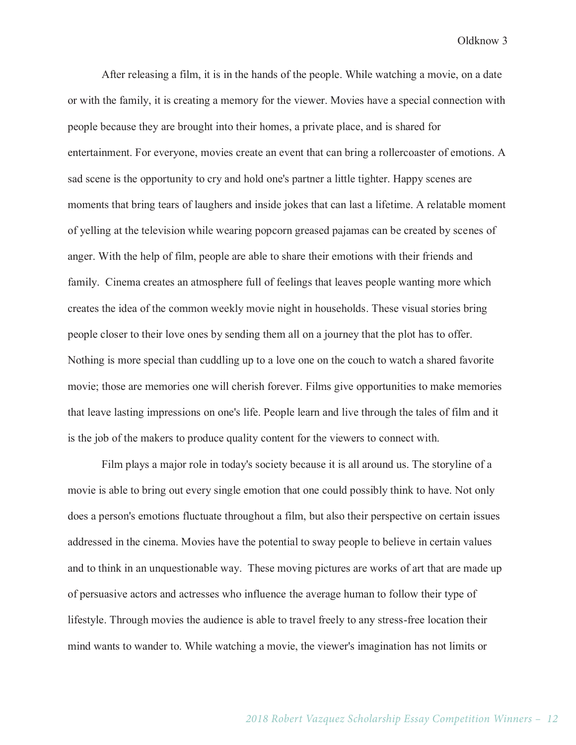After releasing a film, it is in the hands of the people. While watching a movie, on a date or with the family, it is creating a memory for the viewer. Movies have a special connection with people because they are brought into their homes, a private place, and is shared for entertainment. For everyone, movies create an event that can bring a rollercoaster of emotions. A sad scene is the opportunity to cry and hold one's partner a little tighter. Happy scenes are moments that bring tears of laughers and inside jokes that can last a lifetime. A relatable moment of yelling at the television while wearing popcorn greased pajamas can be created by scenes of anger. With the help of film, people are able to share their emotions with their friends and family.  Cinema creates an atmosphere full of feelings that leaves people wanting more which creates the idea of the common weekly movie night in households. These visual stories bring people closer to their love ones by sending them all on a journey that the plot has to offer. Nothing is more special than cuddling up to a love one on the couch to watch a shared favorite movie; those are memories one will cherish forever. Films give opportunities to make memories that leave lasting impressions on one's life. People learn and live through the tales of film and it is the job of the makers to produce quality content for the viewers to connect with.

Film plays a major role in today's society because it is all around us. The storyline of a movie is able to bring out every single emotion that one could possibly think to have. Not only does a person's emotions fluctuate throughout a film, but also their perspective on certain issues addressed in the cinema. Movies have the potential to sway people to believe in certain values and to think in an unquestionable way.  These moving pictures are works of art that are made up of persuasive actors and actresses who influence the average human to follow their type of lifestyle. Through movies the audience is able to travel freely to any stress-free location their mind wants to wander to. While watching a movie, the viewer's imagination has not limits or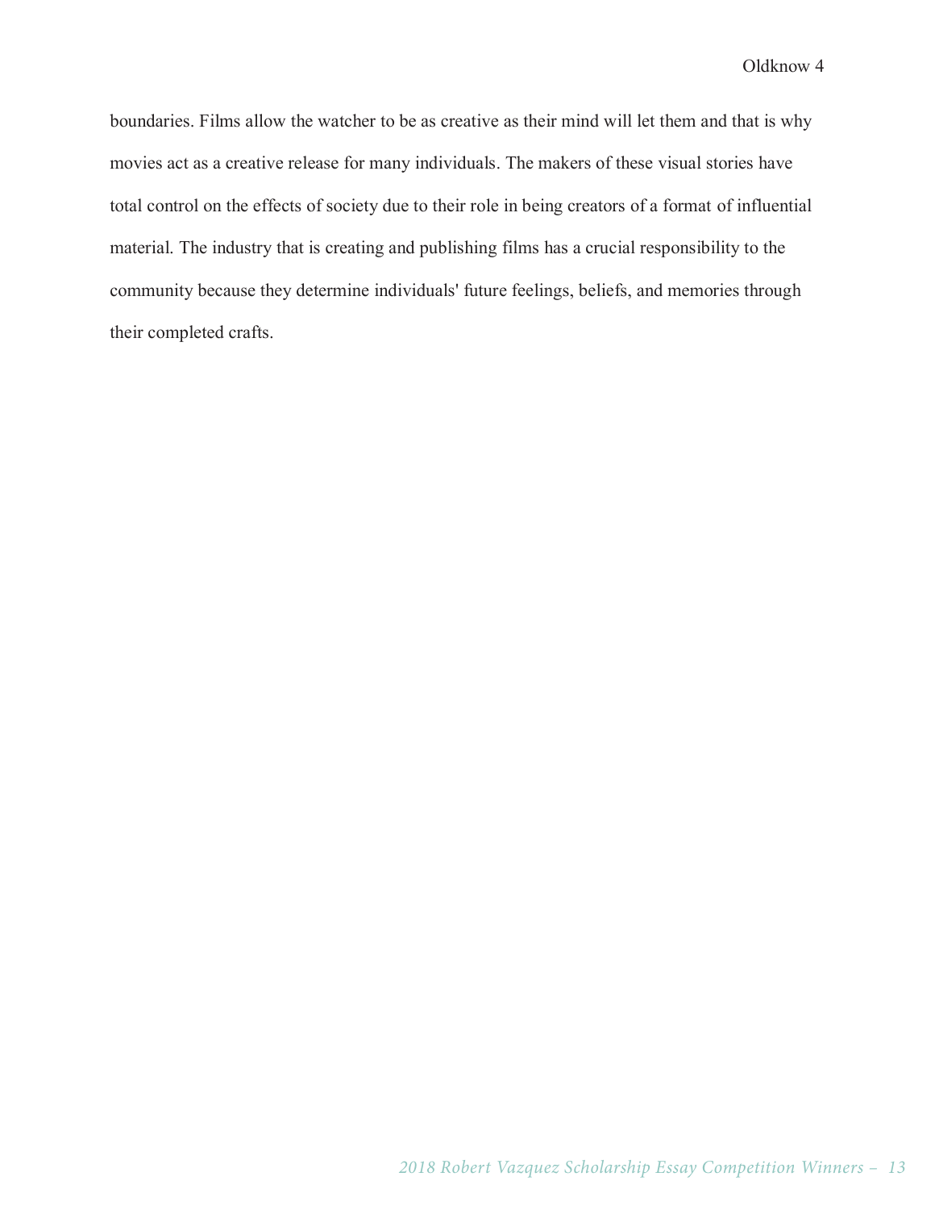boundaries. Films allow the watcher to be as creative as their mind will let them and that is why movies act as a creative release for many individuals. The makers of these visual stories have total control on the effects of society due to their role in being creators of a format of influential material. The industry that is creating and publishing films has a crucial responsibility to the community because they determine individuals' future feelings, beliefs, and memories through their completed crafts.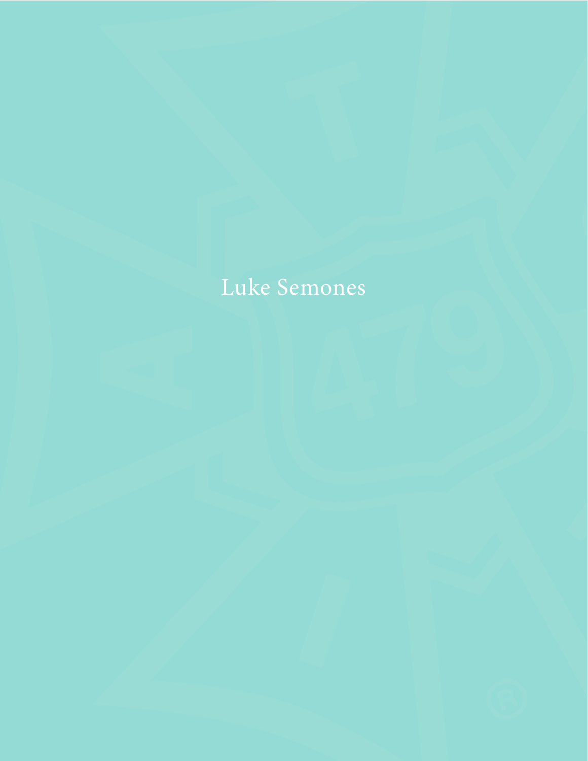Luke Semones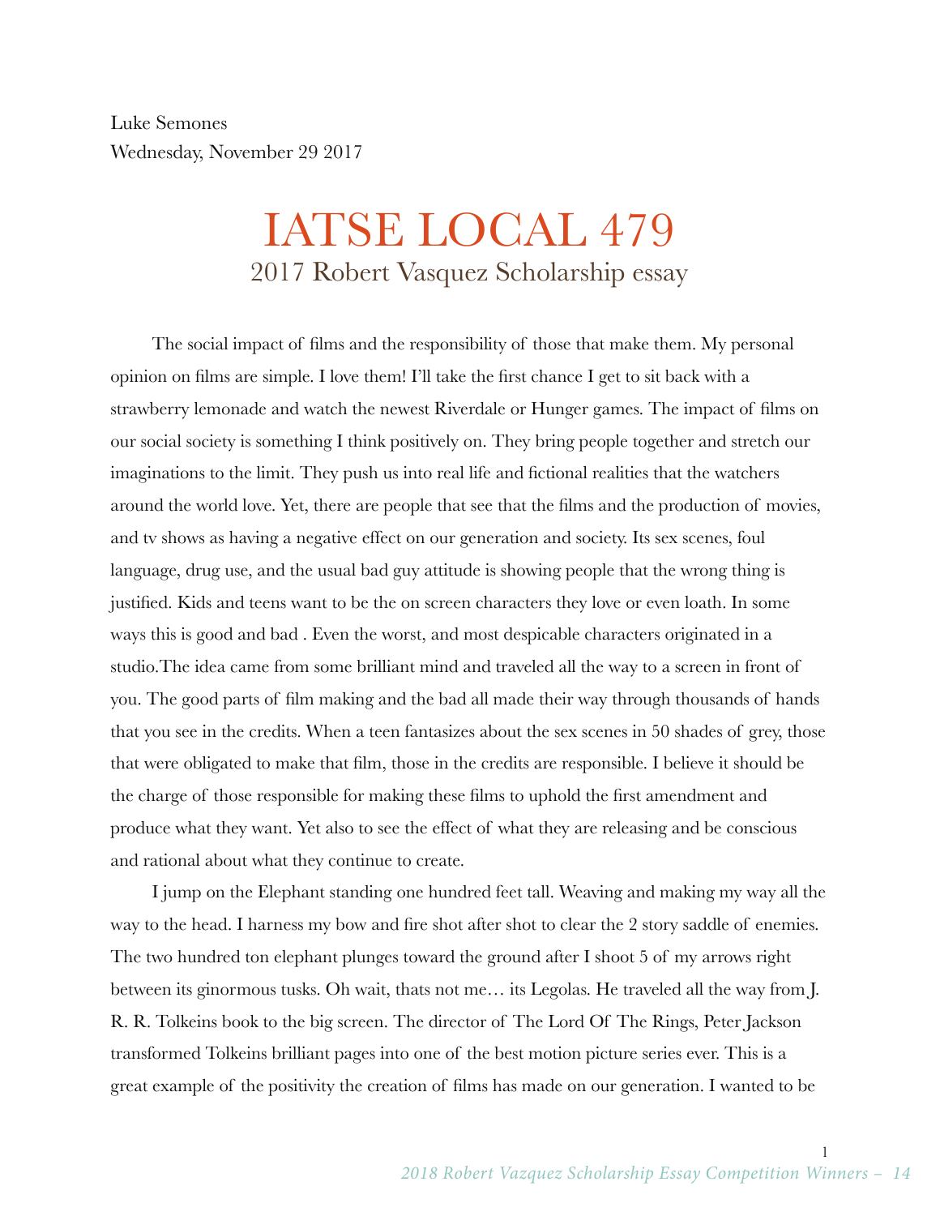Luke Semones
Wednesday, November 29 2017

# IATSE LOCAL 479

## 2017 Robert Vasquez Scholarship essay

The social impact of films and the responsibility of those that make them. My personal opinion on films are simple. I love them! I'll take the first chance I get to sit back with a strawberry lemonade and watch the newest Riverdale or Hunger games. The impact of films on our social society is something I think positively on. They bring people together and stretch our imaginations to the limit. They push us into real life and fictional realities that the watchers around the world love. Yet, there are people that see that the films and the production of movies, and tv shows as having a negative effect on our generation and society. Its sex scenes, foul language, drug use, and the usual bad guy attitude is showing people that the wrong thing is justified. Kids and teens want to be the on screen characters they love or even loath. In some ways this is good and bad . Even the worst, and most despicable characters originated in a studio.The idea came from some brilliant mind and traveled all the way to a screen in front of you. The good parts of film making and the bad all made their way through thousands of hands that you see in the credits. When a teen fantasizes about the sex scenes in 50 shades of grey, those that were obligated to make that film, those in the credits are responsible. I believe it should be the charge of those responsible for making these films to uphold the first amendment and produce what they want. Yet also to see the effect of what they are releasing and be conscious and rational about what they continue to create.

I jump on the Elephant standing one hundred feet tall. Weaving and making my way all the way to the head. I harness my bow and fire shot after shot to clear the 2 story saddle of enemies. The two hundred ton elephant plunges toward the ground after I shoot 5 of my arrows right between its ginormous tusks. Oh wait, thats not me… its Legolas. He traveled all the way from J. R. R. Tolkeins book to the big screen. The director of The Lord Of The Rings, Peter Jackson transformed Tolkeins brilliant pages into one of the best motion picture series ever. This is a great example of the positivity the creation of films has made on our generation. I wanted to be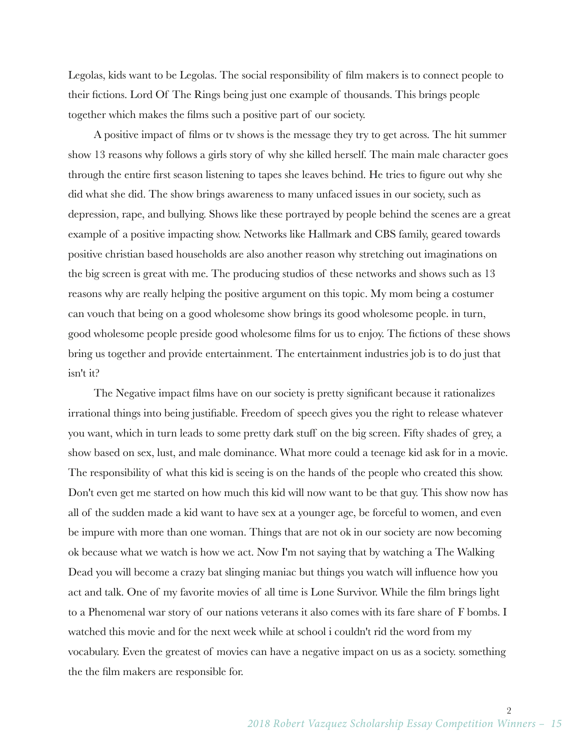Legolas, kids want to be Legolas. The social responsibility of film makers is to connect people to their fictions. Lord Of The Rings being just one example of thousands. This brings people together which makes the films such a positive part of our society.

A positive impact of films or tv shows is the message they try to get across. The hit summer show 13 reasons why follows a girls story of why she killed herself. The main male character goes through the entire first season listening to tapes she leaves behind. He tries to figure out why she did what she did. The show brings awareness to many unfaced issues in our society, such as depression, rape, and bullying. Shows like these portrayed by people behind the scenes are a great example of a positive impacting show. Networks like Hallmark and CBS family, geared towards positive christian based households are also another reason why stretching out imaginations on the big screen is great with me. The producing studios of these networks and shows such as 13 reasons why are really helping the positive argument on this topic. My mom being a costumer can vouch that being on a good wholesome show brings its good wholesome people. in turn, good wholesome people preside good wholesome films for us to enjoy. The fictions of these shows bring us together and provide entertainment. The entertainment industries job is to do just that isn't it?

The Negative impact films have on our society is pretty significant because it rationalizes irrational things into being justifiable. Freedom of speech gives you the right to release whatever you want, which in turn leads to some pretty dark stuff on the big screen. Fifty shades of grey, a show based on sex, lust, and male dominance. What more could a teenage kid ask for in a movie. The responsibility of what this kid is seeing is on the hands of the people who created this show. Don't even get me started on how much this kid will now want to be that guy. This show now has all of the sudden made a kid want to have sex at a younger age, be forceful to women, and even be impure with more than one woman. Things that are not ok in our society are now becoming ok because what we watch is how we act. Now I'm not saying that by watching a The Walking Dead you will become a crazy bat slinging maniac but things you watch will influence how you act and talk. One of my favorite movies of all time is Lone Survivor. While the film brings light to a Phenomenal war story of our nations veterans it also comes with its fare share of F bombs. I watched this movie and for the next week while at school i couldn't rid the word from my vocabulary. Even the greatest of movies can have a negative impact on us as a society. something the the film makers are responsible for.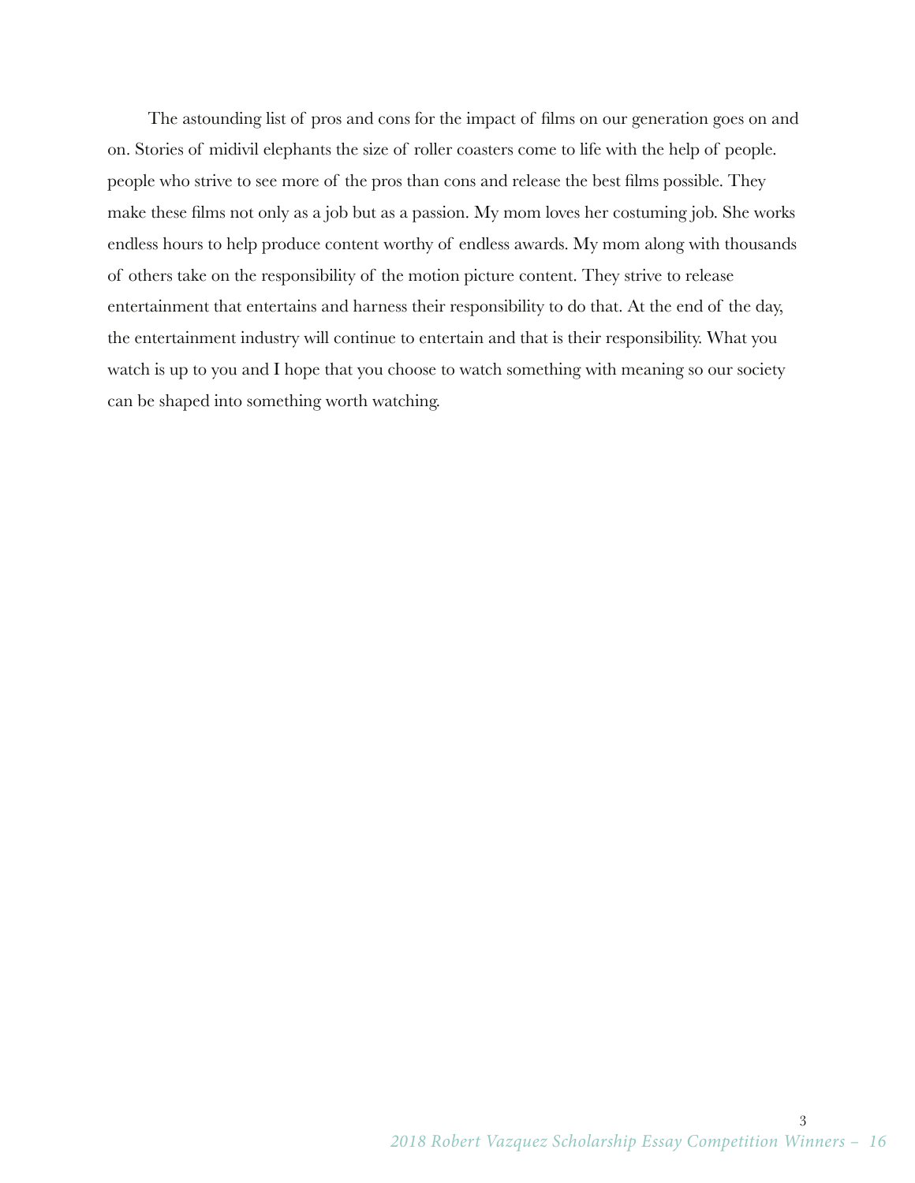The astounding list of pros and cons for the impact of films on our generation goes on and on. Stories of midivil elephants the size of roller coasters come to life with the help of people. people who strive to see more of the pros than cons and release the best films possible. They make these films not only as a job but as a passion. My mom loves her costuming job. She works endless hours to help produce content worthy of endless awards. My mom along with thousands of others take on the responsibility of the motion picture content. They strive to release entertainment that entertains and harness their responsibility to do that. At the end of the day, the entertainment industry will continue to entertain and that is their responsibility. What you watch is up to you and I hope that you choose to watch something with meaning so our society can be shaped into something worth watching.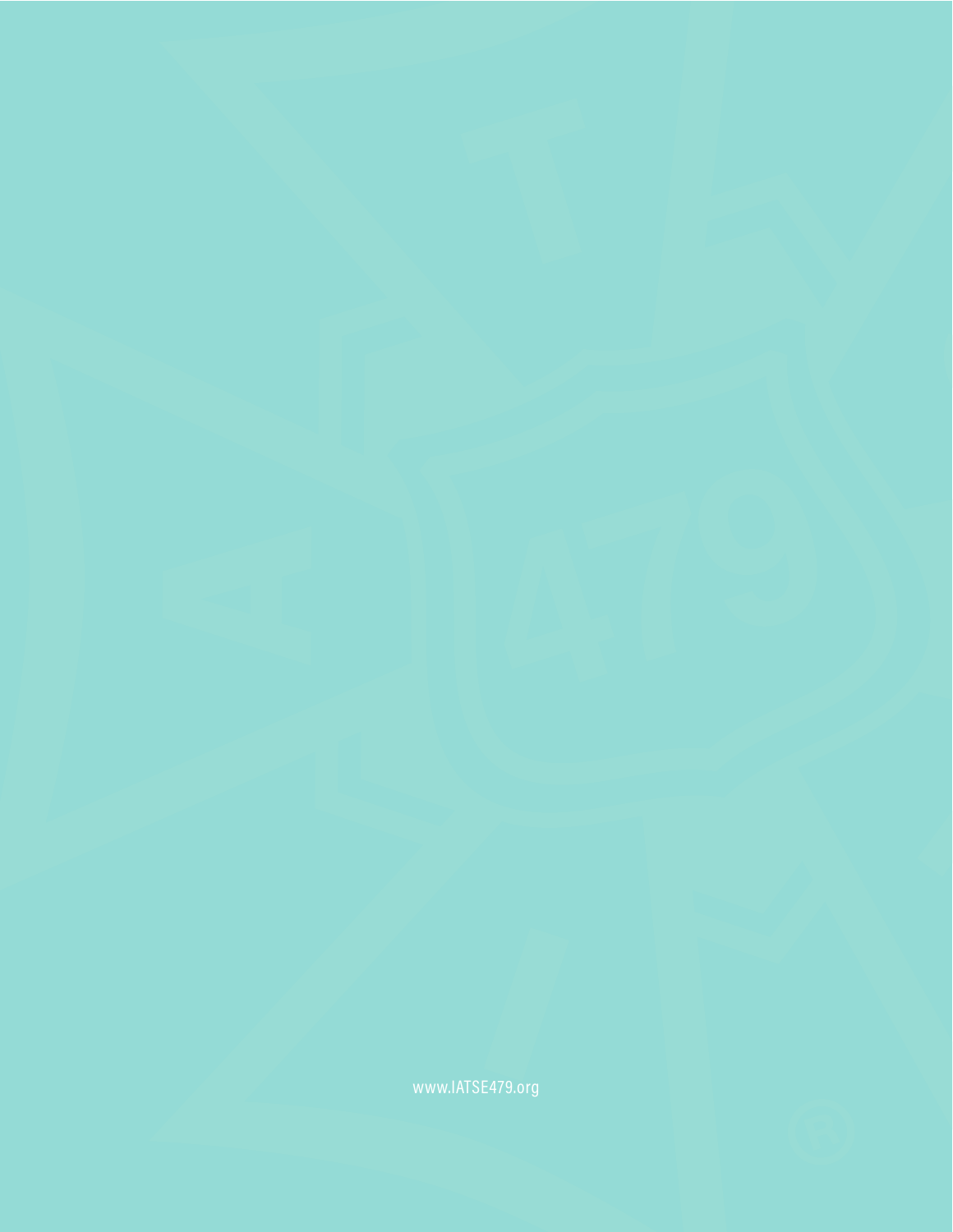www.IATSE479.org